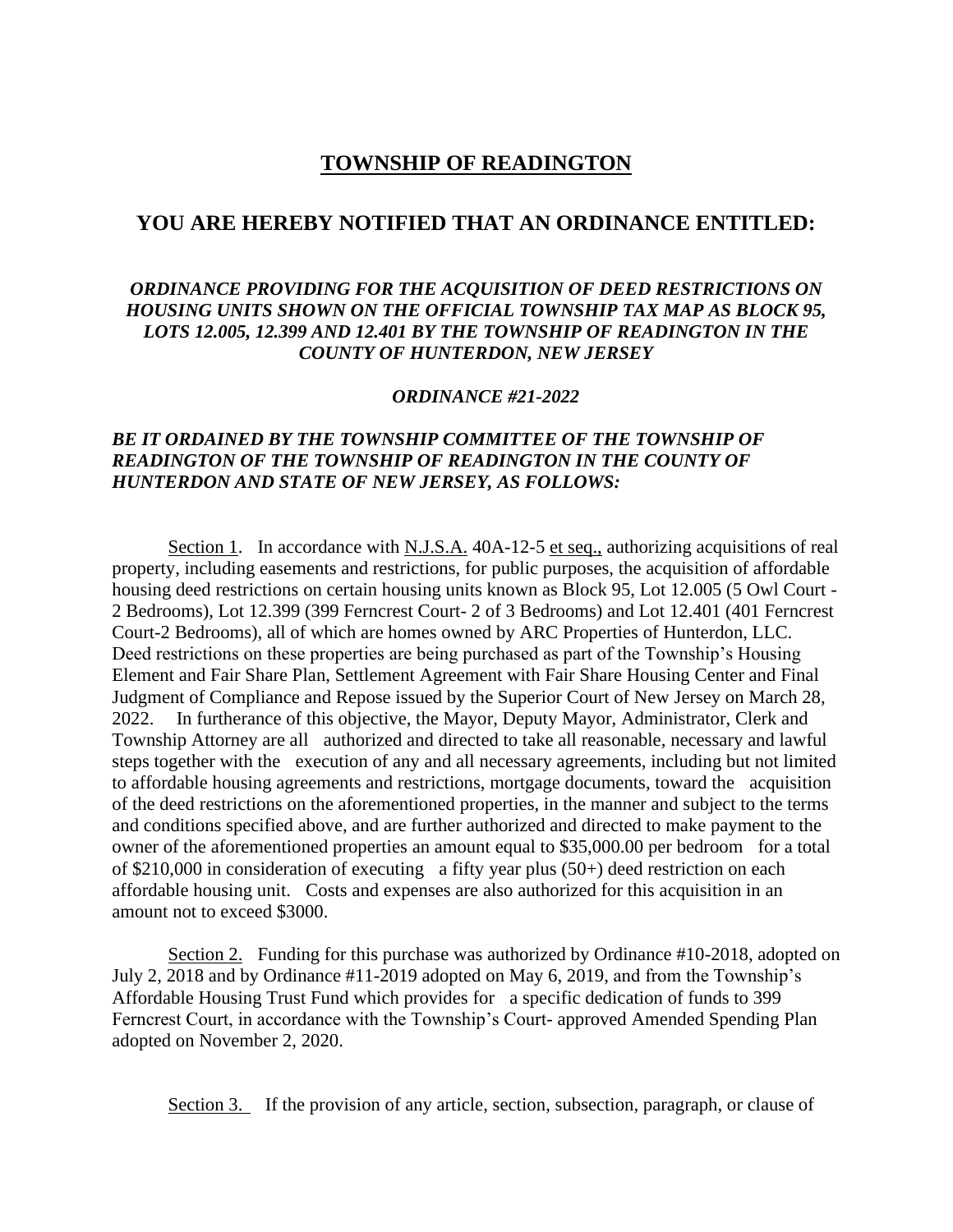# TOWNSHIP OF READINGTON

## YOU ARE HEREBY NOTIFIED THAT AN ORDINANCE ENTITLED:

***ORDINANCE PROVIDING FOR THE ACQUISITION OF DEED RESTRICTIONS ON HOUSING UNITS SHOWN ON THE OFFICIAL TOWNSHIP TAX MAP AS BLOCK 95, LOTS 12.005, 12.399 AND 12.401 BY THE TOWNSHIP OF READINGTON IN THE COUNTY OF HUNTERDON, NEW JERSEY***

***ORDINANCE #21-2022***

***BE IT ORDAINED BY THE TOWNSHIP COMMITTEE OF THE TOWNSHIP OF READINGTON OF THE TOWNSHIP OF READINGTON IN THE COUNTY OF HUNTERDON AND STATE OF NEW JERSEY, AS FOLLOWS:***

Section 1. In accordance with N.J.S.A. 40A-12-5 et seq., authorizing acquisitions of real property, including easements and restrictions, for public purposes, the acquisition of affordable housing deed restrictions on certain housing units known as Block 95, Lot 12.005 (5 Owl Court - 2 Bedrooms), Lot 12.399 (399 Ferncrest Court- 2 of 3 Bedrooms) and Lot 12.401 (401 Ferncrest Court-2 Bedrooms), all of which are homes owned by ARC Properties of Hunterdon, LLC. Deed restrictions on these properties are being purchased as part of the Township's Housing Element and Fair Share Plan, Settlement Agreement with Fair Share Housing Center and Final Judgment of Compliance and Repose issued by the Superior Court of New Jersey on March 28, 2022. In furtherance of this objective, the Mayor, Deputy Mayor, Administrator, Clerk and Township Attorney are all authorized and directed to take all reasonable, necessary and lawful steps together with the execution of any and all necessary agreements, including but not limited to affordable housing agreements and restrictions, mortgage documents, toward the acquisition of the deed restrictions on the aforementioned properties, in the manner and subject to the terms and conditions specified above, and are further authorized and directed to make payment to the owner of the aforementioned properties an amount equal to $35,000.00 per bedroom for a total of $210,000 in consideration of executing a fifty year plus (50+) deed restriction on each affordable housing unit. Costs and expenses are also authorized for this acquisition in an amount not to exceed $3000.

Section 2. Funding for this purchase was authorized by Ordinance #10-2018, adopted on July 2, 2018 and by Ordinance #11-2019 adopted on May 6, 2019, and from the Township's Affordable Housing Trust Fund which provides for a specific dedication of funds to 399 Ferncrest Court, in accordance with the Township's Court- approved Amended Spending Plan adopted on November 2, 2020.

Section 3. If the provision of any article, section, subsection, paragraph, or clause of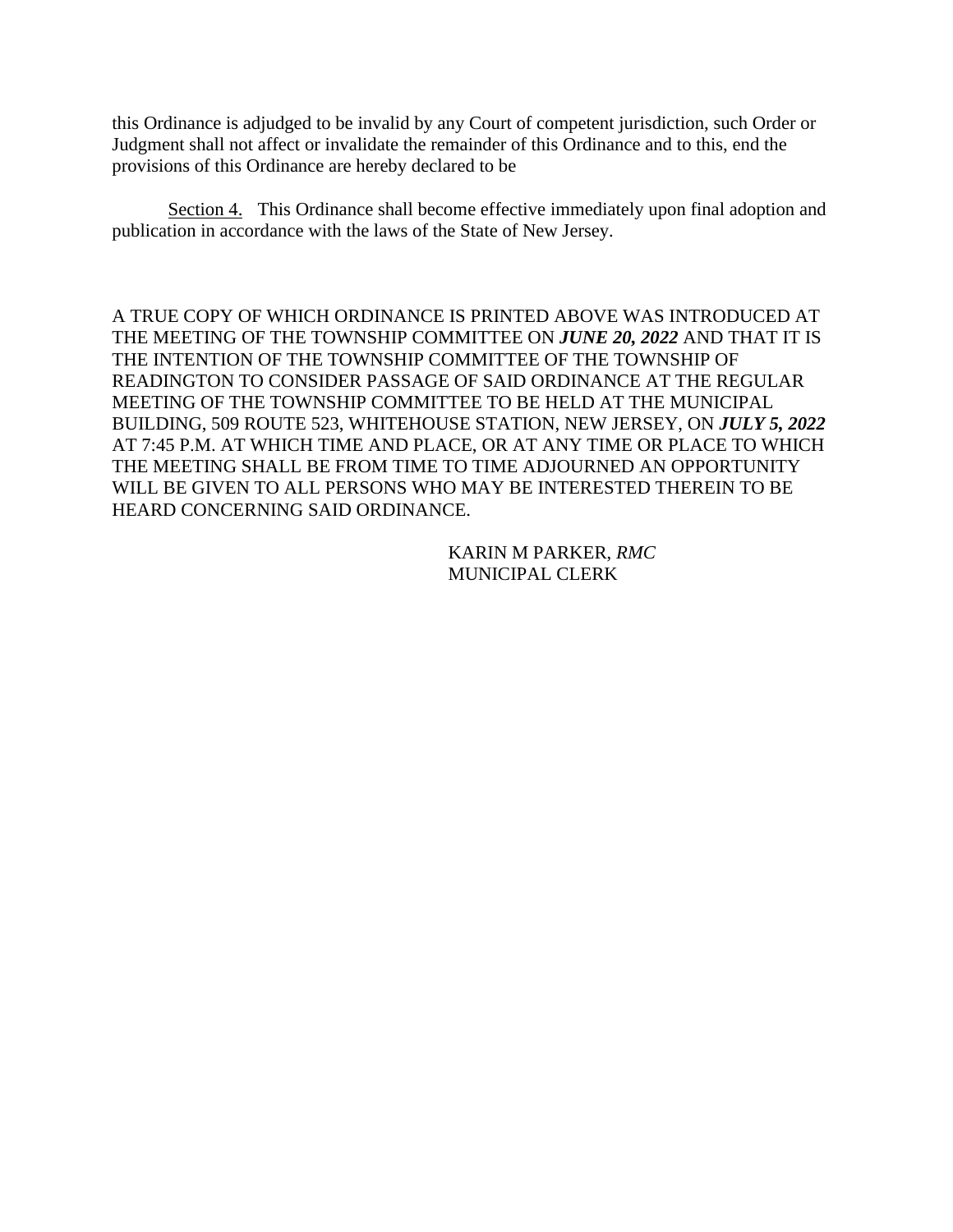this Ordinance is adjudged to be invalid by any Court of competent jurisdiction, such Order or Judgment shall not affect or invalidate the remainder of this Ordinance and to this, end the provisions of this Ordinance are hereby declared to be

Section 4. This Ordinance shall become effective immediately upon final adoption and publication in accordance with the laws of the State of New Jersey.

A TRUE COPY OF WHICH ORDINANCE IS PRINTED ABOVE WAS INTRODUCED AT THE MEETING OF THE TOWNSHIP COMMITTEE ON ***JUNE 20, 2022*** AND THAT IT IS THE INTENTION OF THE TOWNSHIP COMMITTEE OF THE TOWNSHIP OF READINGTON TO CONSIDER PASSAGE OF SAID ORDINANCE AT THE REGULAR MEETING OF THE TOWNSHIP COMMITTEE TO BE HELD AT THE MUNICIPAL BUILDING, 509 ROUTE 523, WHITEHOUSE STATION, NEW JERSEY, ON ***JULY 5, 2022*** AT 7:45 P.M. AT WHICH TIME AND PLACE, OR AT ANY TIME OR PLACE TO WHICH THE MEETING SHALL BE FROM TIME TO TIME ADJOURNED AN OPPORTUNITY WILL BE GIVEN TO ALL PERSONS WHO MAY BE INTERESTED THEREIN TO BE HEARD CONCERNING SAID ORDINANCE.

KARIN M PARKER, *RMC*
MUNICIPAL CLERK